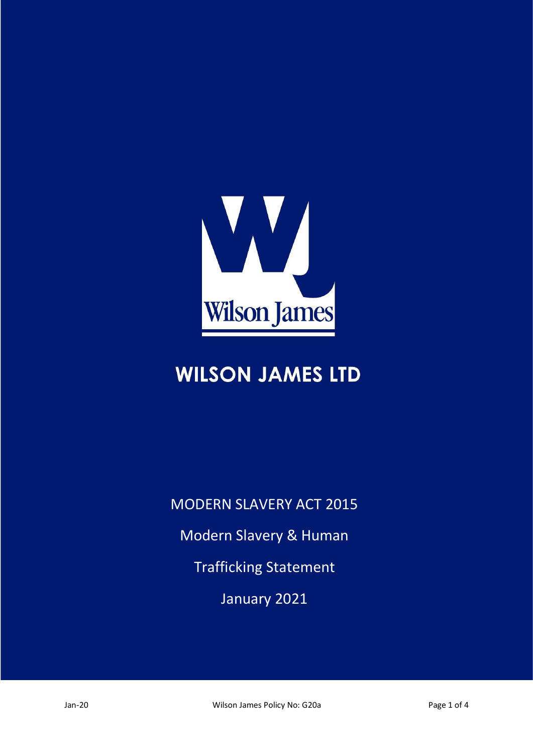# WILSON JAMES LTD

MODERN SLAVERY ACT 2015

Modern Slavery & Human Trafficking Statement

January 2021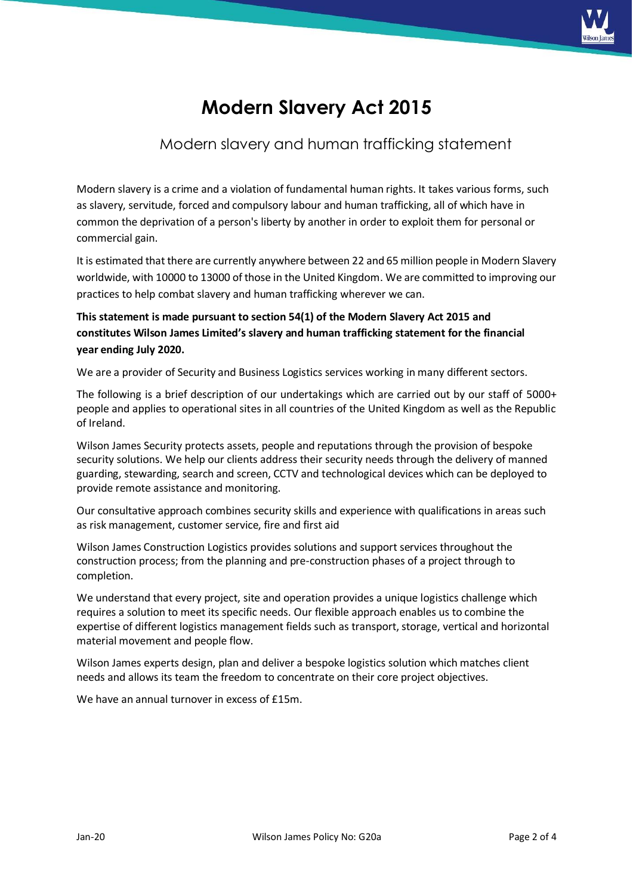# Modern Slavery Act 2015

## Modern slavery and human trafficking statement

Modern slavery is a crime and a violation of fundamental human rights. It takes various forms, such as slavery, servitude, forced and compulsory labour and human trafficking, all of which have in common the deprivation of a person's liberty by another in order to exploit them for personal or commercial gain.

It is estimated that there are currently anywhere between 22 and 65 million people in Modern Slavery worldwide, with 10000 to 13000 of those in the United Kingdom. We are committed to improving our practices to help combat slavery and human trafficking wherever we can.

**This statement is made pursuant to section 54(1) of the Modern Slavery Act 2015 and constitutes Wilson James Limited's slavery and human trafficking statement for the financial year ending July 2020.**

We are a provider of Security and Business Logistics services working in many different sectors.

The following is a brief description of our undertakings which are carried out by our staff of 5000+ people and applies to operational sites in all countries of the United Kingdom as well as the Republic of Ireland.

Wilson James Security protects assets, people and reputations through the provision of bespoke security solutions. We help our clients address their security needs through the delivery of manned guarding, stewarding, search and screen, CCTV and technological devices which can be deployed to provide remote assistance and monitoring.

Our consultative approach combines security skills and experience with qualifications in areas such as risk management, customer service, fire and first aid

Wilson James Construction Logistics provides solutions and support services throughout the construction process; from the planning and pre-construction phases of a project through to completion.

We understand that every project, site and operation provides a unique logistics challenge which requires a solution to meet its specific needs. Our flexible approach enables us to combine the expertise of different logistics management fields such as transport, storage, vertical and horizontal material movement and people flow.

Wilson James experts design, plan and deliver a bespoke logistics solution which matches client needs and allows its team the freedom to concentrate on their core project objectives.

We have an annual turnover in excess of £15m.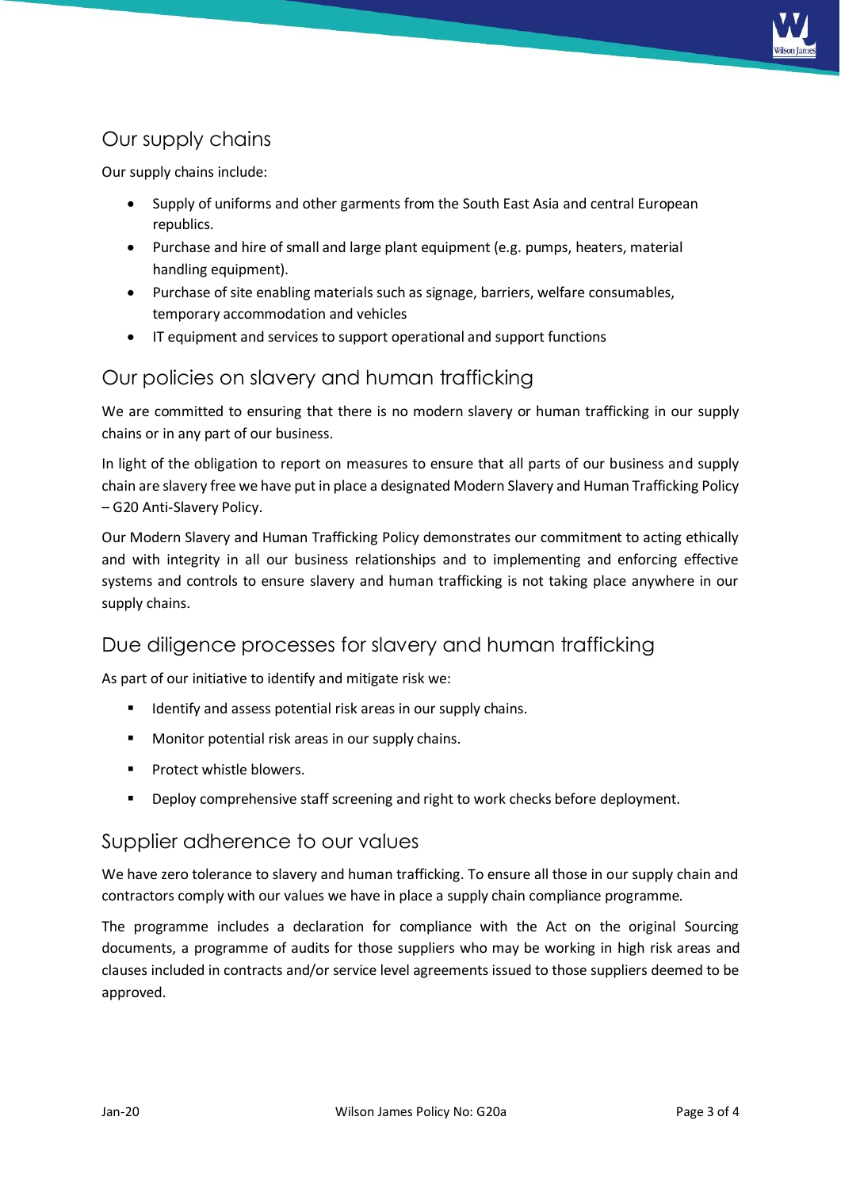## Our supply chains

Our supply chains include:

- Supply of uniforms and other garments from the South East Asia and central European republics.
- Purchase and hire of small and large plant equipment (e.g. pumps, heaters, material handling equipment).
- Purchase of site enabling materials such as signage, barriers, welfare consumables, temporary accommodation and vehicles
- IT equipment and services to support operational and support functions

## Our policies on slavery and human trafficking

We are committed to ensuring that there is no modern slavery or human trafficking in our supply chains or in any part of our business.

In light of the obligation to report on measures to ensure that all parts of our business and supply chain are slavery free we have put in place a designated Modern Slavery and Human Trafficking Policy – G20 Anti-Slavery Policy.

Our Modern Slavery and Human Trafficking Policy demonstrates our commitment to acting ethically and with integrity in all our business relationships and to implementing and enforcing effective systems and controls to ensure slavery and human trafficking is not taking place anywhere in our supply chains.

## Due diligence processes for slavery and human trafficking

As part of our initiative to identify and mitigate risk we:

- Identify and assess potential risk areas in our supply chains.
- Monitor potential risk areas in our supply chains.
- Protect whistle blowers.
- Deploy comprehensive staff screening and right to work checks before deployment.

## Supplier adherence to our values

We have zero tolerance to slavery and human trafficking. To ensure all those in our supply chain and contractors comply with our values we have in place a supply chain compliance programme.

The programme includes a declaration for compliance with the Act on the original Sourcing documents, a programme of audits for those suppliers who may be working in high risk areas and clauses included in contracts and/or service level agreements issued to those suppliers deemed to be approved.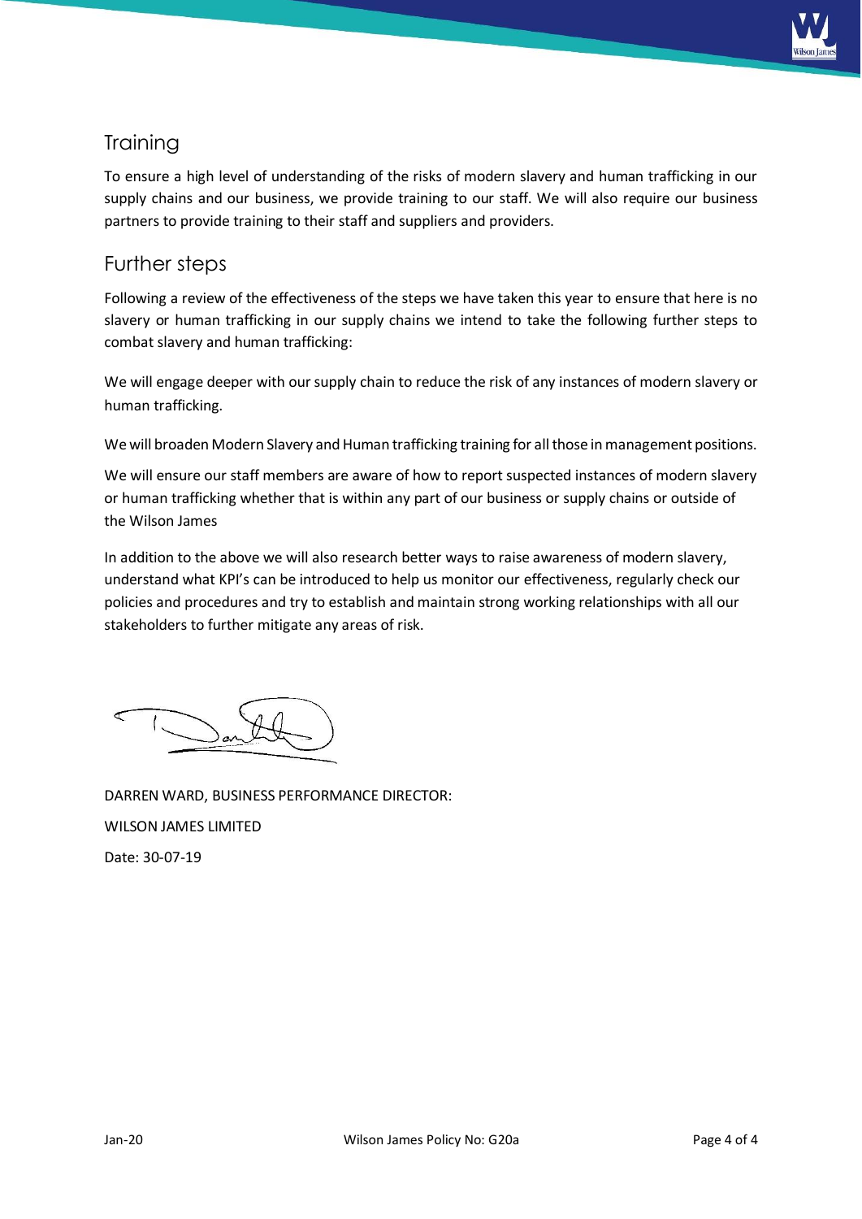## Training

To ensure a high level of understanding of the risks of modern slavery and human trafficking in our supply chains and our business, we provide training to our staff. We will also require our business partners to provide training to their staff and suppliers and providers.

## Further steps

Following a review of the effectiveness of the steps we have taken this year to ensure that here is no slavery or human trafficking in our supply chains we intend to take the following further steps to combat slavery and human trafficking:

We will engage deeper with our supply chain to reduce the risk of any instances of modern slavery or human trafficking.

We will broaden Modern Slavery and Human trafficking training for all those in management positions.

We will ensure our staff members are aware of how to report suspected instances of modern slavery or human trafficking whether that is within any part of our business or supply chains or outside of the Wilson James

In addition to the above we will also research better ways to raise awareness of modern slavery, understand what KPI's can be introduced to help us monitor our effectiveness, regularly check our policies and procedures and try to establish and maintain strong working relationships with all our stakeholders to further mitigate any areas of risk.

DARREN WARD, BUSINESS PERFORMANCE DIRECTOR:

WILSON JAMES LIMITED

Date: 30-07-19